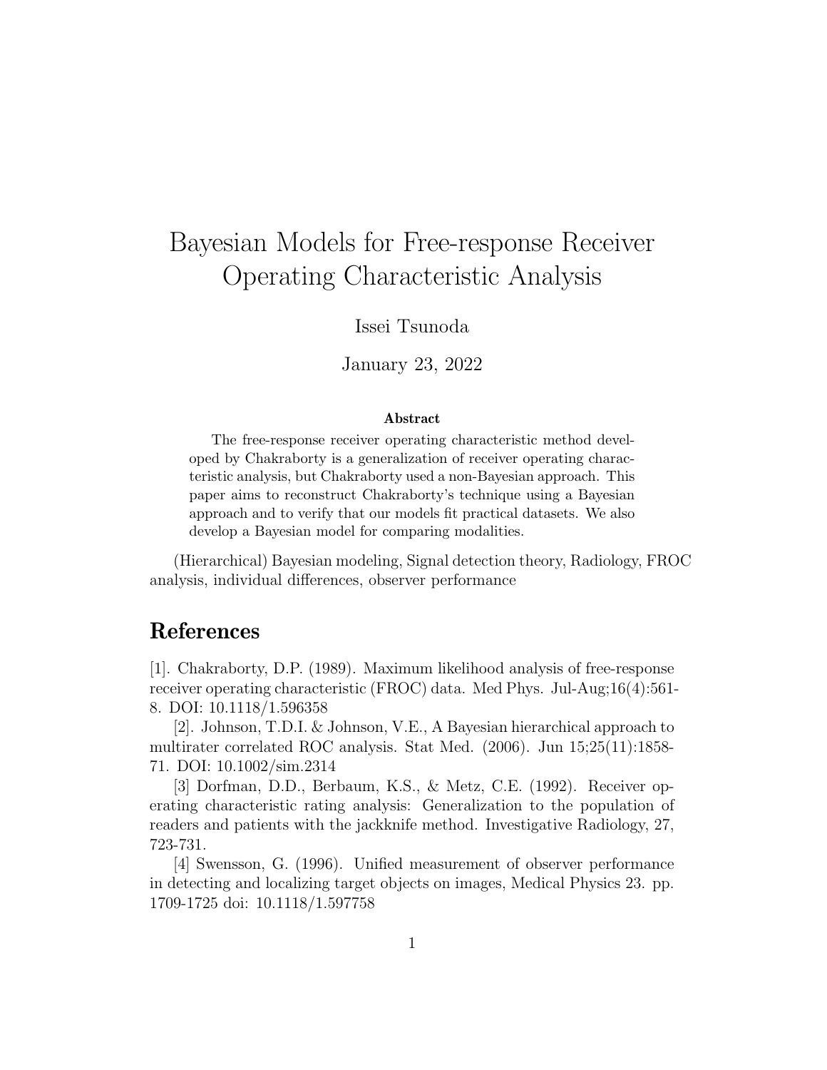# Bayesian Models for Free-response Receiver Operating Characteristic Analysis

Issei Tsunoda

January 23, 2022

**Abstract**

The free-response receiver operating characteristic method developed by Chakraborty is a generalization of receiver operating characteristic analysis, but Chakraborty used a non-Bayesian approach. This paper aims to reconstruct Chakraborty's technique using a Bayesian approach and to verify that our models fit practical datasets. We also develop a Bayesian model for comparing modalities.

(Hierarchical) Bayesian modeling, Signal detection theory, Radiology, FROC analysis, individual differences, observer performance

## References

[1]. Chakraborty, D.P. (1989). Maximum likelihood analysis of free-response receiver operating characteristic (FROC) data. Med Phys. Jul-Aug;16(4):561-8. DOI: 10.1118/1.596358

[2]. Johnson, T.D.I. & Johnson, V.E., A Bayesian hierarchical approach to multirater correlated ROC analysis. Stat Med. (2006). Jun 15;25(11):1858-71. DOI: 10.1002/sim.2314

[3] Dorfman, D.D., Berbaum, K.S., & Metz, C.E. (1992). Receiver operating characteristic rating analysis: Generalization to the population of readers and patients with the jackknife method. Investigative Radiology, 27, 723-731.

[4] Swensson, G. (1996). Unified measurement of observer performance in detecting and localizing target objects on images, Medical Physics 23. pp. 1709-1725 doi: 10.1118/1.597758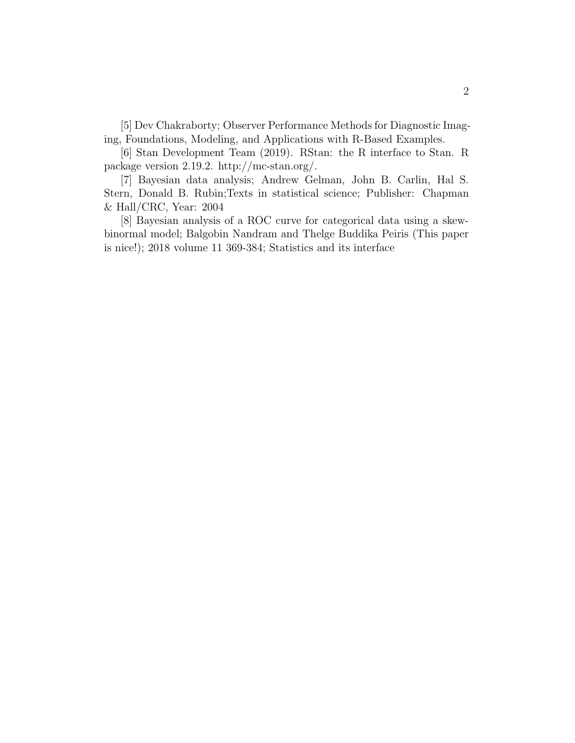[5] Dev Chakraborty; Observer Performance Methods for Diagnostic Imaging, Foundations, Modeling, and Applications with R-Based Examples.

[6] Stan Development Team (2019). RStan: the R interface to Stan. R package version 2.19.2. http://mc-stan.org/.

[7] Bayesian data analysis; Andrew Gelman, John B. Carlin, Hal S. Stern, Donald B. Rubin;Texts in statistical science; Publisher: Chapman & Hall/CRC, Year: 2004

[8] Bayesian analysis of a ROC curve for categorical data using a skew-binormal model; Balgobin Nandram and Thelge Buddika Peiris (This paper is nice!); 2018 volume 11 369-384; Statistics and its interface